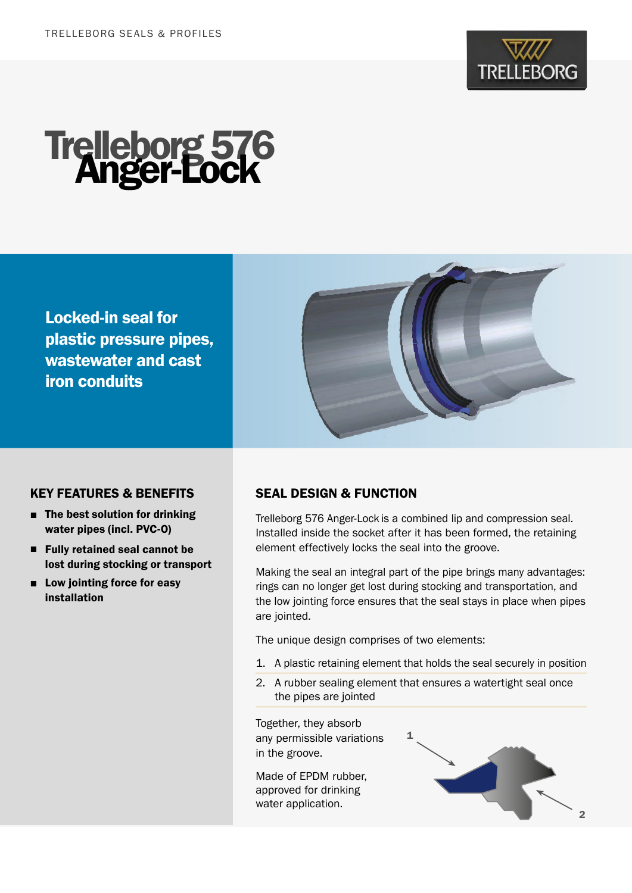# Trelleborg 576 Anger-Lock

**Locked-in seal for plastic pressure pipes, wastewater and cast iron conduits**

## KEY FEATURES & BENEFITS

- **The best solution for drinking water pipes (incl. PVC-O)**
- **Fully retained seal cannot be lost during stocking or transport**
- **Low jointing force for easy installation**

## SEAL DESIGN & FUNCTION

Trelleborg 576 Anger-Lock is a combined lip and compression seal. Installed inside the socket after it has been formed, the retaining element effectively locks the seal into the groove.

Making the seal an integral part of the pipe brings many advantages: rings can no longer get lost during stocking and transportation, and the low jointing force ensures that the seal stays in place when pipes are jointed.

The unique design comprises of two elements:

1. A plastic retaining element that holds the seal securely in position
2. A rubber sealing element that ensures a watertight seal once the pipes are jointed

Together, they absorb any permissible variations in the groove.

Made of EPDM rubber, approved for drinking water application.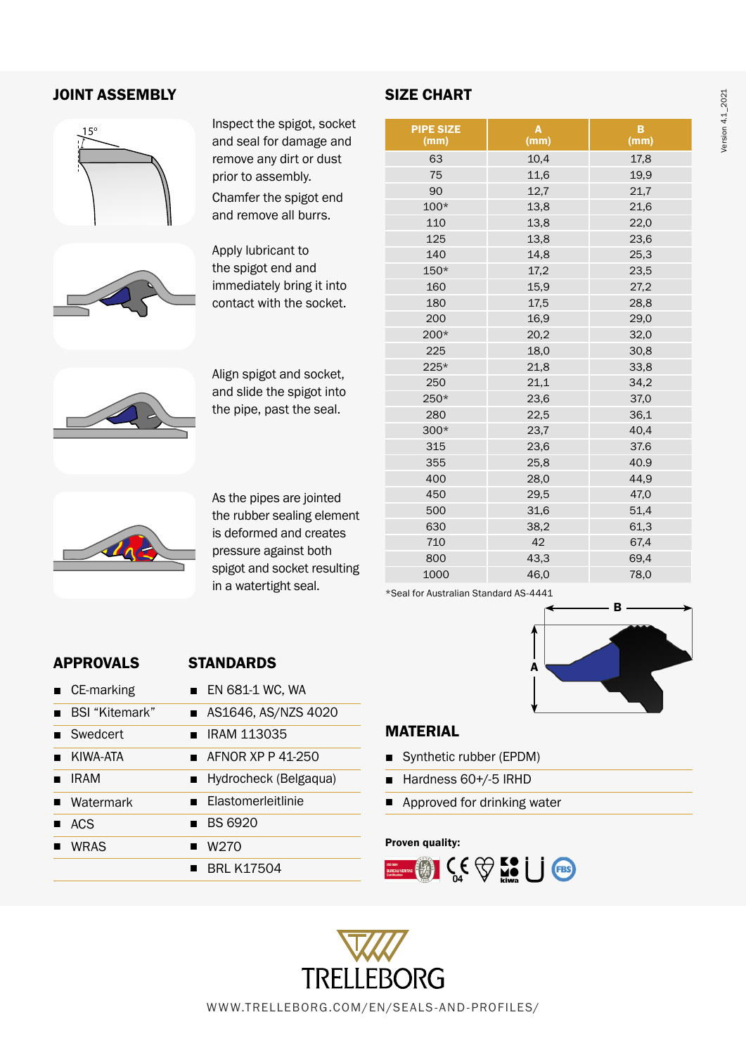## JOINT ASSEMBLY

15°

Inspect the spigot, socket and seal for damage and remove any dirt or dust prior to assembly.

Chamfer the spigot end and remove all burrs.

Apply lubricant to the spigot end and immediately bring it into contact with the socket.

Align spigot and socket, and slide the spigot into the pipe, past the seal.

As the pipes are jointed the rubber sealing element is deformed and creates pressure against both spigot and socket resulting in a watertight seal.

## SIZE CHART

| PIPE SIZE (mm) | A (mm) | B (mm) |
|---|---|---|
| 63 | 10,4 | 17,8 |
| 75 | 11,6 | 19,9 |
| 90 | 12,7 | 21,7 |
| 100* | 13,8 | 21,6 |
| 110 | 13,8 | 22,0 |
| 125 | 13,8 | 23,6 |
| 140 | 14,8 | 25,3 |
| 150* | 17,2 | 23,5 |
| 160 | 15,9 | 27,2 |
| 180 | 17,5 | 28,8 |
| 200 | 16,9 | 29,0 |
| 200* | 20,2 | 32,0 |
| 225 | 18,0 | 30,8 |
| 225* | 21,8 | 33,8 |
| 250 | 21,1 | 34,2 |
| 250* | 23,6 | 37,0 |
| 280 | 22,5 | 36,1 |
| 300* | 23,7 | 40,4 |
| 315 | 23,6 | 37.6 |
| 355 | 25,8 | 40.9 |
| 400 | 28,0 | 44,9 |
| 450 | 29,5 | 47,0 |
| 500 | 31,6 | 51,4 |
| 630 | 38,2 | 61,3 |
| 710 | 42 | 67,4 |
| 800 | 43,3 | 69,4 |
| 1000 | 46,0 | 78,0 |

*Seal for Australian Standard AS-4441

B

A

## APPROVALS

- CE-marking
- BSI "Kitemark"
- Swedcert
- KIWA-ATA
- IRAM
- Watermark
- ACS
- WRAS

## STANDARDS

- EN 681-1 WC, WA
- AS1646, AS/NZS 4020
- IRAM 113035
- AFNOR XP P 41-250
- Hydrocheck (Belgaqua)
- Elastomerleitlinie
- BS 6920
- W270
- BRL K17504

## MATERIAL

- Synthetic rubber (EPDM)
- Hardness 60+/-5 IRHD
- Approved for drinking water

**Proven quality:**

TRELLEBORG

WWW.TRELLEBORG.COM/EN/SEALS-AND-PROFILES/

Version 4.1_2021